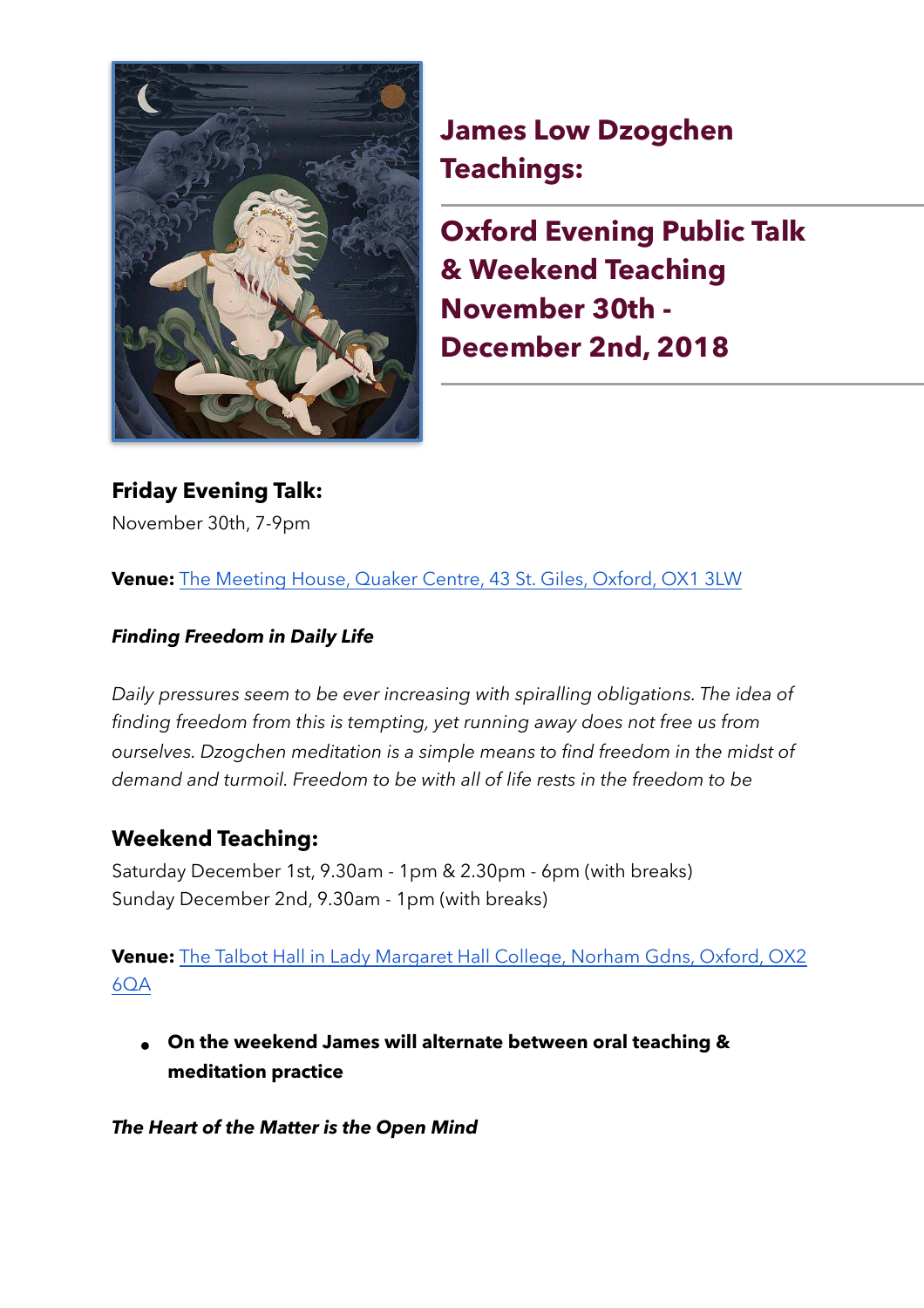# James Low Dzogchen Teachings:

## Oxford Evening Public Talk & Weekend Teaching November 30th - December 2nd, 2018

### Friday Evening Talk:

November 30th, 7-9pm

**Venue:** The Meeting House, Quaker Centre, 43 St. Giles, Oxford, OX1 3LW

***Finding Freedom in Daily Life***

*Daily pressures seem to be ever increasing with spiralling obligations. The idea of finding freedom from this is tempting, yet running away does not free us from ourselves. Dzogchen meditation is a simple means to find freedom in the midst of demand and turmoil. Freedom to be with all of life rests in the freedom to be*

### Weekend Teaching:

Saturday December 1st, 9.30am - 1pm & 2.30pm - 6pm (with breaks)
Sunday December 2nd, 9.30am - 1pm (with breaks)

**Venue:** The Talbot Hall in Lady Margaret Hall College, Norham Gdns, Oxford, OX2 6QA

- **On the weekend James will alternate between oral teaching & meditation practice**

***The Heart of the Matter is the Open Mind***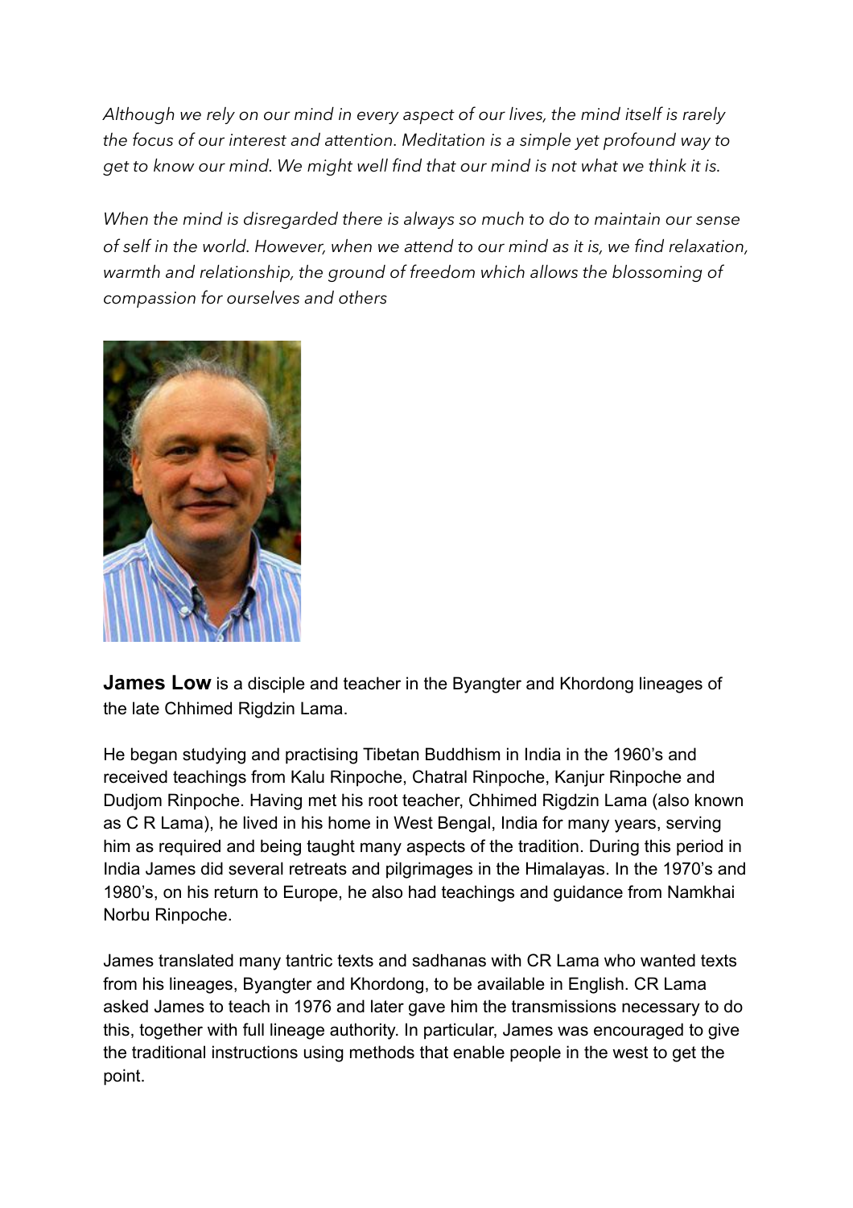*Although we rely on our mind in every aspect of our lives, the mind itself is rarely the focus of our interest and attention. Meditation is a simple yet profound way to get to know our mind. We might well find that our mind is not what we think it is.*

*When the mind is disregarded there is always so much to do to maintain our sense of self in the world. However, when we attend to our mind as it is, we find relaxation, warmth and relationship, the ground of freedom which allows the blossoming of compassion for ourselves and others*

**James Low** is a disciple and teacher in the Byangter and Khordong lineages of the late Chhimed Rigdzin Lama.

He began studying and practising Tibetan Buddhism in India in the 1960's and received teachings from Kalu Rinpoche, Chatral Rinpoche, Kanjur Rinpoche and Dudjom Rinpoche. Having met his root teacher, Chhimed Rigdzin Lama (also known as C R Lama), he lived in his home in West Bengal, India for many years, serving him as required and being taught many aspects of the tradition. During this period in India James did several retreats and pilgrimages in the Himalayas. In the 1970's and 1980's, on his return to Europe, he also had teachings and guidance from Namkhai Norbu Rinpoche.

James translated many tantric texts and sadhanas with CR Lama who wanted texts from his lineages, Byangter and Khordong, to be available in English. CR Lama asked James to teach in 1976 and later gave him the transmissions necessary to do this, together with full lineage authority. In particular, James was encouraged to give the traditional instructions using methods that enable people in the west to get the point.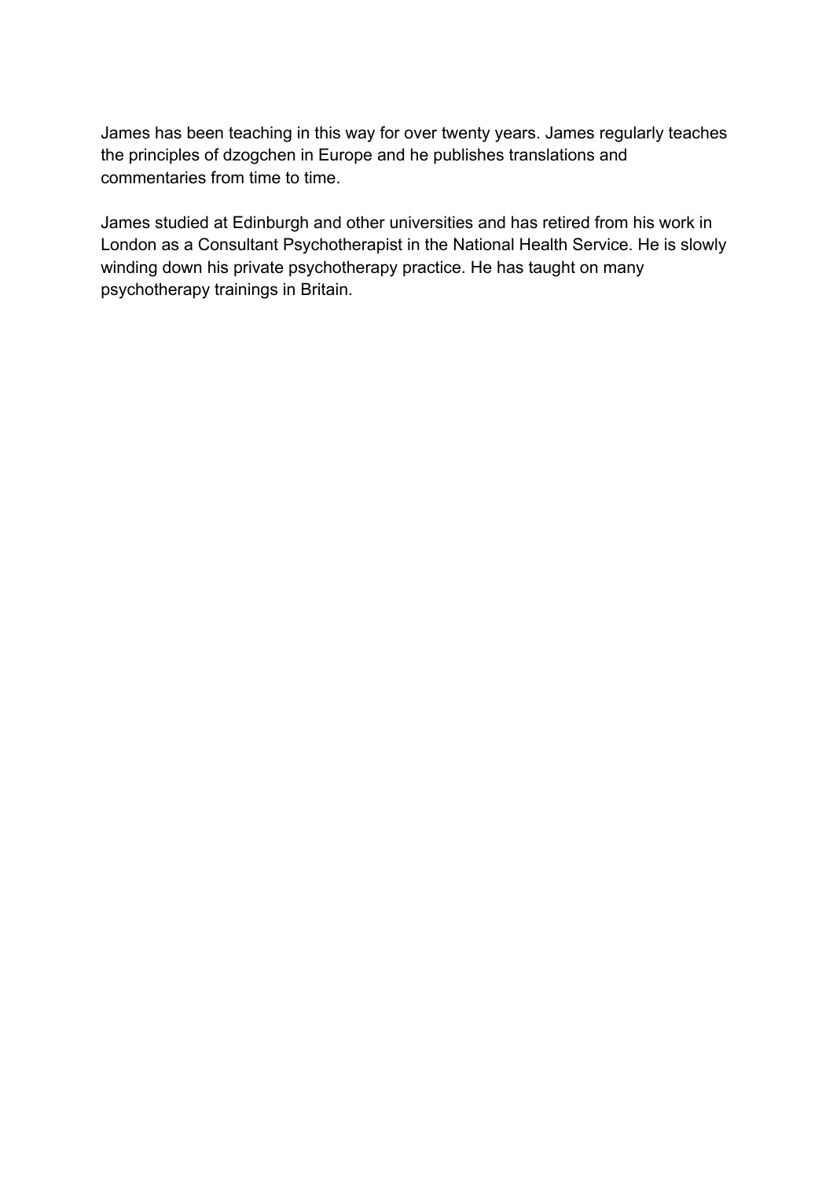James has been teaching in this way for over twenty years. James regularly teaches the principles of dzogchen in Europe and he publishes translations and commentaries from time to time.

James studied at Edinburgh and other universities and has retired from his work in London as a Consultant Psychotherapist in the National Health Service. He is slowly winding down his private psychotherapy practice. He has taught on many psychotherapy trainings in Britain.